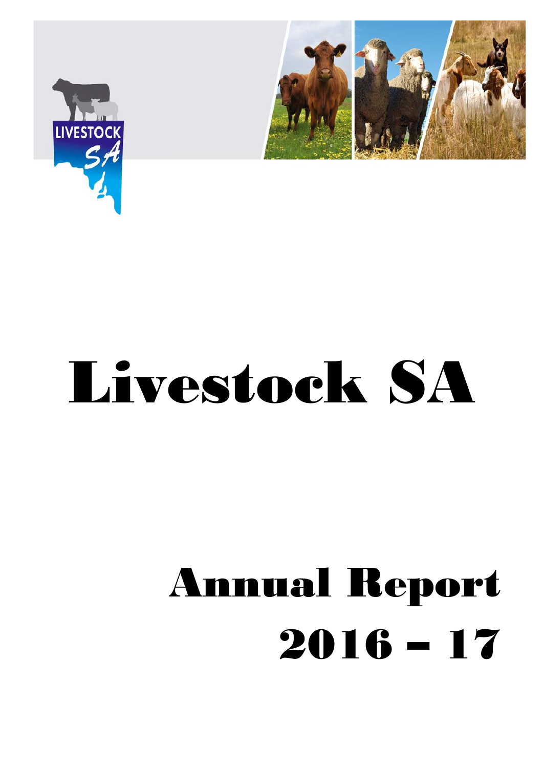# Livestock SA

## Annual Report 2016 – 17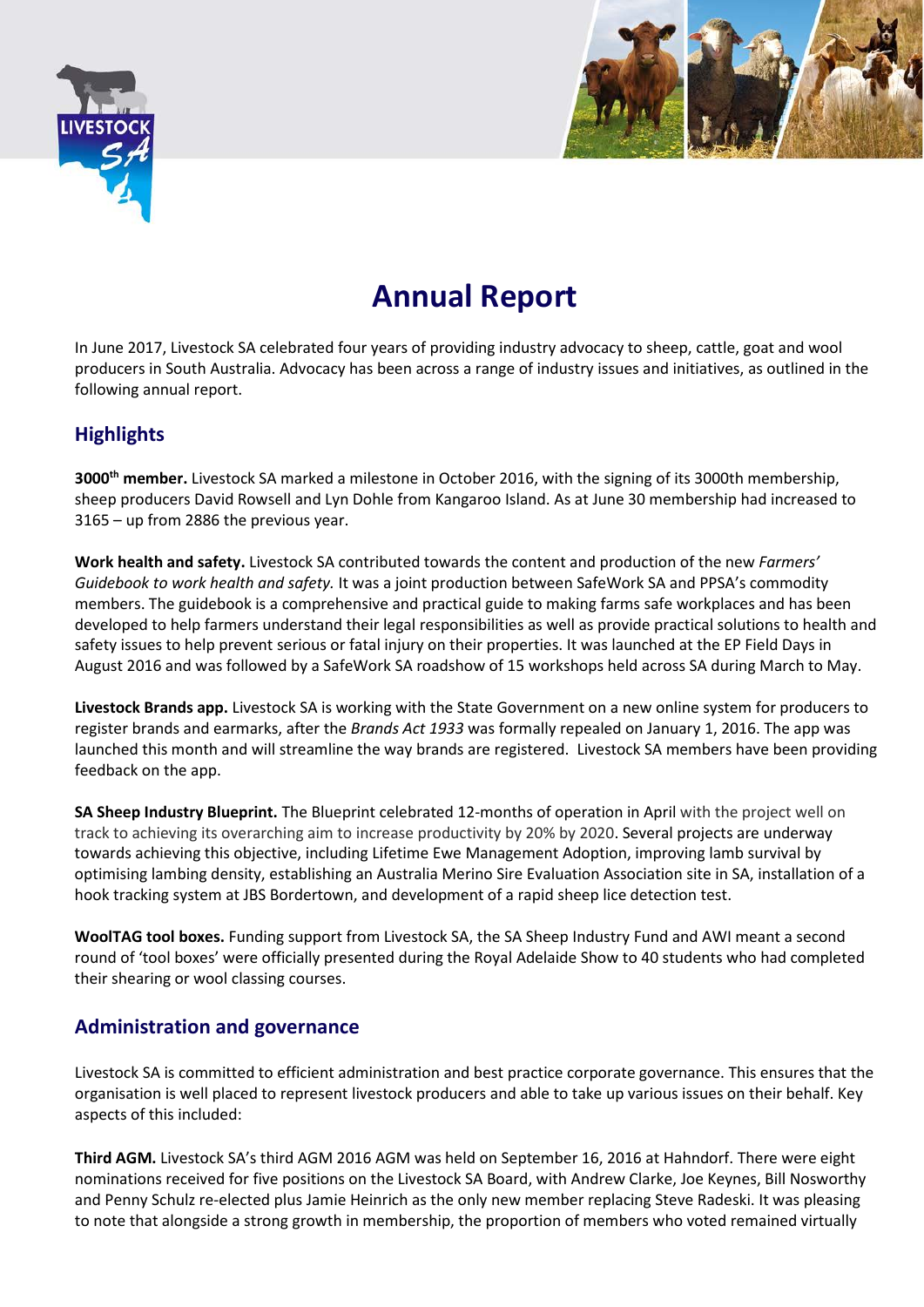# Annual Report

In June 2017, Livestock SA celebrated four years of providing industry advocacy to sheep, cattle, goat and wool producers in South Australia. Advocacy has been across a range of industry issues and initiatives, as outlined in the following annual report.

## Highlights

**3000th member.** Livestock SA marked a milestone in October 2016, with the signing of its 3000th membership, sheep producers David Rowsell and Lyn Dohle from Kangaroo Island. As at June 30 membership had increased to 3165 – up from 2886 the previous year.

**Work health and safety.** Livestock SA contributed towards the content and production of the new *Farmers' Guidebook to work health and safety.* It was a joint production between SafeWork SA and PPSA's commodity members. The guidebook is a comprehensive and practical guide to making farms safe workplaces and has been developed to help farmers understand their legal responsibilities as well as provide practical solutions to health and safety issues to help prevent serious or fatal injury on their properties. It was launched at the EP Field Days in August 2016 and was followed by a SafeWork SA roadshow of 15 workshops held across SA during March to May.

**Livestock Brands app.** Livestock SA is working with the State Government on a new online system for producers to register brands and earmarks, after the *Brands Act 1933* was formally repealed on January 1, 2016. The app was launched this month and will streamline the way brands are registered. Livestock SA members have been providing feedback on the app.

**SA Sheep Industry Blueprint.** The Blueprint celebrated 12-months of operation in April with the project well on track to achieving its overarching aim to increase productivity by 20% by 2020. Several projects are underway towards achieving this objective, including Lifetime Ewe Management Adoption, improving lamb survival by optimising lambing density, establishing an Australia Merino Sire Evaluation Association site in SA, installation of a hook tracking system at JBS Bordertown, and development of a rapid sheep lice detection test.

**WoolTAG tool boxes.** Funding support from Livestock SA, the SA Sheep Industry Fund and AWI meant a second round of 'tool boxes' were officially presented during the Royal Adelaide Show to 40 students who had completed their shearing or wool classing courses.

## Administration and governance

Livestock SA is committed to efficient administration and best practice corporate governance. This ensures that the organisation is well placed to represent livestock producers and able to take up various issues on their behalf. Key aspects of this included:

**Third AGM.** Livestock SA's third AGM 2016 AGM was held on September 16, 2016 at Hahndorf. There were eight nominations received for five positions on the Livestock SA Board, with Andrew Clarke, Joe Keynes, Bill Nosworthy and Penny Schulz re-elected plus Jamie Heinrich as the only new member replacing Steve Radeski. It was pleasing to note that alongside a strong growth in membership, the proportion of members who voted remained virtually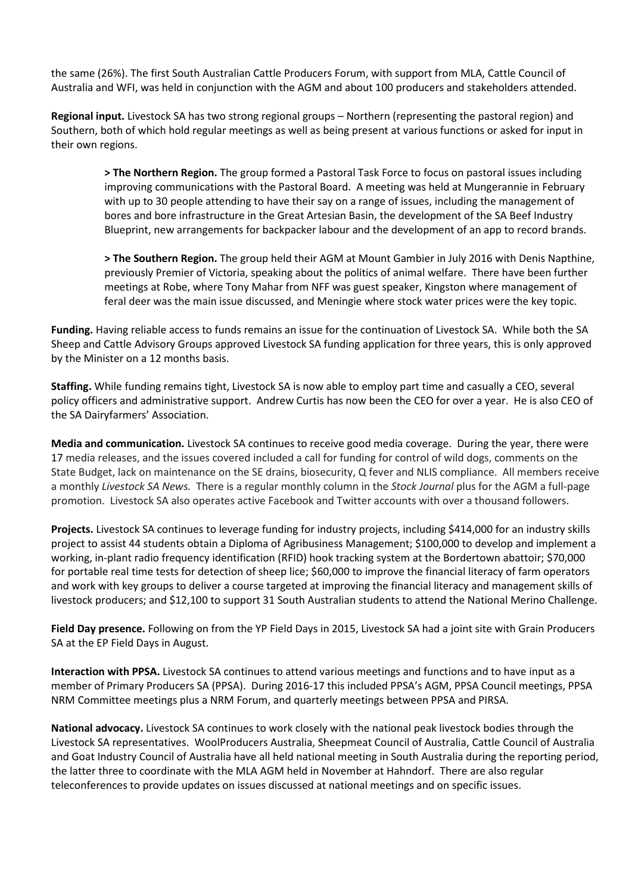the same (26%). The first South Australian Cattle Producers Forum, with support from MLA, Cattle Council of Australia and WFI, was held in conjunction with the AGM and about 100 producers and stakeholders attended.

**Regional input.** Livestock SA has two strong regional groups – Northern (representing the pastoral region) and Southern, both of which hold regular meetings as well as being present at various functions or asked for input in their own regions.

> **> The Northern Region.** The group formed a Pastoral Task Force to focus on pastoral issues including improving communications with the Pastoral Board. A meeting was held at Mungerannie in February with up to 30 people attending to have their say on a range of issues, including the management of bores and bore infrastructure in the Great Artesian Basin, the development of the SA Beef Industry Blueprint, new arrangements for backpacker labour and the development of an app to record brands.
>
> **> The Southern Region.** The group held their AGM at Mount Gambier in July 2016 with Denis Napthine, previously Premier of Victoria, speaking about the politics of animal welfare. There have been further meetings at Robe, where Tony Mahar from NFF was guest speaker, Kingston where management of feral deer was the main issue discussed, and Meningie where stock water prices were the key topic.

**Funding.** Having reliable access to funds remains an issue for the continuation of Livestock SA. While both the SA Sheep and Cattle Advisory Groups approved Livestock SA funding application for three years, this is only approved by the Minister on a 12 months basis.

**Staffing.** While funding remains tight, Livestock SA is now able to employ part time and casually a CEO, several policy officers and administrative support. Andrew Curtis has now been the CEO for over a year. He is also CEO of the SA Dairyfarmers' Association.

**Media and communication.** Livestock SA continues to receive good media coverage. During the year, there were 17 media releases, and the issues covered included a call for funding for control of wild dogs, comments on the State Budget, lack on maintenance on the SE drains, biosecurity, Q fever and NLIS compliance. All members receive a monthly *Livestock SA News.* There is a regular monthly column in the *Stock Journal* plus for the AGM a full-page promotion. Livestock SA also operates active Facebook and Twitter accounts with over a thousand followers.

**Projects.** Livestock SA continues to leverage funding for industry projects, including $414,000 for an industry skills project to assist 44 students obtain a Diploma of Agribusiness Management; $100,000 to develop and implement a working, in-plant radio frequency identification (RFID) hook tracking system at the Bordertown abattoir; $70,000 for portable real time tests for detection of sheep lice; $60,000 to improve the financial literacy of farm operators and work with key groups to deliver a course targeted at improving the financial literacy and management skills of livestock producers; and $12,100 to support 31 South Australian students to attend the National Merino Challenge.

**Field Day presence.** Following on from the YP Field Days in 2015, Livestock SA had a joint site with Grain Producers SA at the EP Field Days in August.

**Interaction with PPSA.** Livestock SA continues to attend various meetings and functions and to have input as a member of Primary Producers SA (PPSA). During 2016-17 this included PPSA's AGM, PPSA Council meetings, PPSA NRM Committee meetings plus a NRM Forum, and quarterly meetings between PPSA and PIRSA.

**National advocacy.** Livestock SA continues to work closely with the national peak livestock bodies through the Livestock SA representatives. WoolProducers Australia, Sheepmeat Council of Australia, Cattle Council of Australia and Goat Industry Council of Australia have all held national meeting in South Australia during the reporting period, the latter three to coordinate with the MLA AGM held in November at Hahndorf. There are also regular teleconferences to provide updates on issues discussed at national meetings and on specific issues.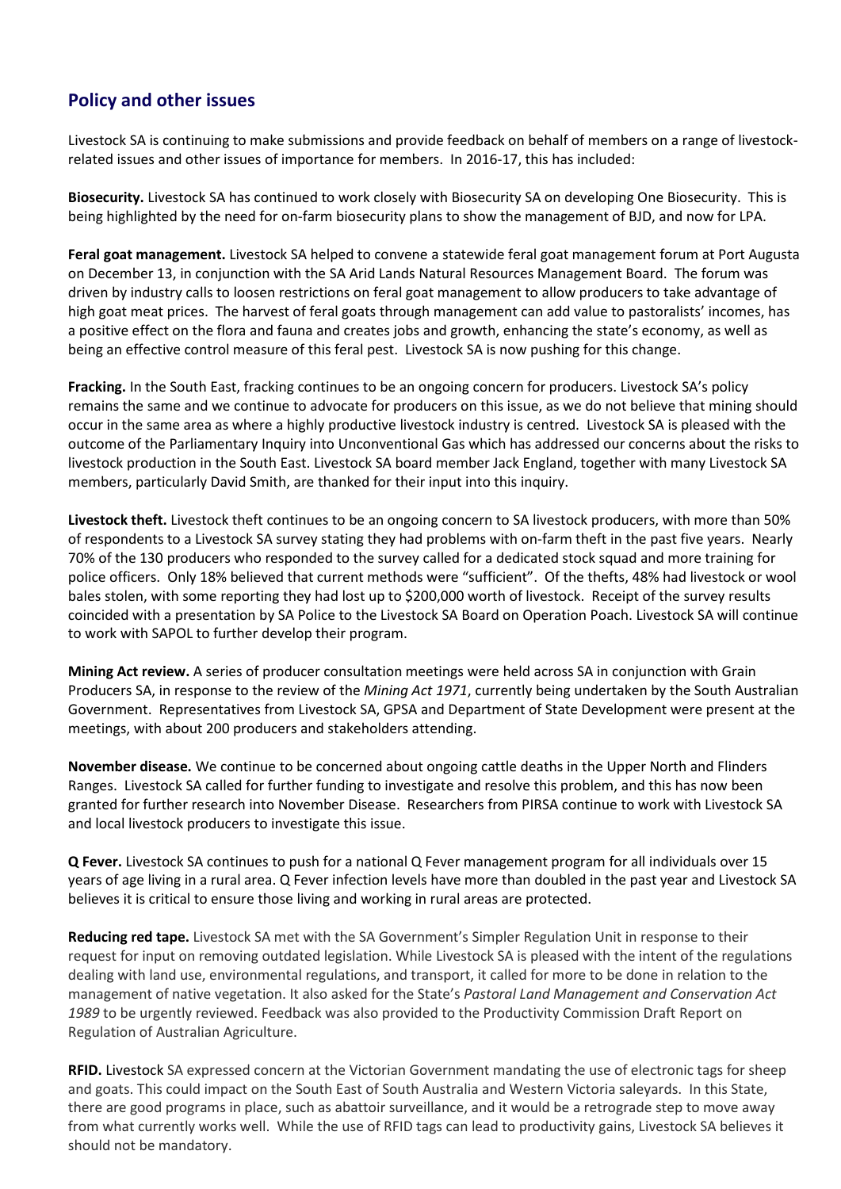## Policy and other issues

Livestock SA is continuing to make submissions and provide feedback on behalf of members on a range of livestock-related issues and other issues of importance for members. In 2016-17, this has included:

**Biosecurity.** Livestock SA has continued to work closely with Biosecurity SA on developing One Biosecurity. This is being highlighted by the need for on-farm biosecurity plans to show the management of BJD, and now for LPA.

**Feral goat management.** Livestock SA helped to convene a statewide feral goat management forum at Port Augusta on December 13, in conjunction with the SA Arid Lands Natural Resources Management Board. The forum was driven by industry calls to loosen restrictions on feral goat management to allow producers to take advantage of high goat meat prices. The harvest of feral goats through management can add value to pastoralists' incomes, has a positive effect on the flora and fauna and creates jobs and growth, enhancing the state's economy, as well as being an effective control measure of this feral pest. Livestock SA is now pushing for this change.

**Fracking.** In the South East, fracking continues to be an ongoing concern for producers. Livestock SA's policy remains the same and we continue to advocate for producers on this issue, as we do not believe that mining should occur in the same area as where a highly productive livestock industry is centred. Livestock SA is pleased with the outcome of the Parliamentary Inquiry into Unconventional Gas which has addressed our concerns about the risks to livestock production in the South East. Livestock SA board member Jack England, together with many Livestock SA members, particularly David Smith, are thanked for their input into this inquiry.

**Livestock theft.** Livestock theft continues to be an ongoing concern to SA livestock producers, with more than 50% of respondents to a Livestock SA survey stating they had problems with on-farm theft in the past five years. Nearly 70% of the 130 producers who responded to the survey called for a dedicated stock squad and more training for police officers. Only 18% believed that current methods were "sufficient". Of the thefts, 48% had livestock or wool bales stolen, with some reporting they had lost up to $200,000 worth of livestock. Receipt of the survey results coincided with a presentation by SA Police to the Livestock SA Board on Operation Poach. Livestock SA will continue to work with SAPOL to further develop their program.

**Mining Act review.** A series of producer consultation meetings were held across SA in conjunction with Grain Producers SA, in response to the review of the *Mining Act 1971*, currently being undertaken by the South Australian Government. Representatives from Livestock SA, GPSA and Department of State Development were present at the meetings, with about 200 producers and stakeholders attending.

**November disease.** We continue to be concerned about ongoing cattle deaths in the Upper North and Flinders Ranges. Livestock SA called for further funding to investigate and resolve this problem, and this has now been granted for further research into November Disease. Researchers from PIRSA continue to work with Livestock SA and local livestock producers to investigate this issue.

**Q Fever.** Livestock SA continues to push for a national Q Fever management program for all individuals over 15 years of age living in a rural area. Q Fever infection levels have more than doubled in the past year and Livestock SA believes it is critical to ensure those living and working in rural areas are protected.

**Reducing red tape.** Livestock SA met with the SA Government's Simpler Regulation Unit in response to their request for input on removing outdated legislation. While Livestock SA is pleased with the intent of the regulations dealing with land use, environmental regulations, and transport, it called for more to be done in relation to the management of native vegetation. It also asked for the State's *Pastoral Land Management and Conservation Act 1989* to be urgently reviewed. Feedback was also provided to the Productivity Commission Draft Report on Regulation of Australian Agriculture.

**RFID.** Livestock SA expressed concern at the Victorian Government mandating the use of electronic tags for sheep and goats. This could impact on the South East of South Australia and Western Victoria saleyards. In this State, there are good programs in place, such as abattoir surveillance, and it would be a retrograde step to move away from what currently works well. While the use of RFID tags can lead to productivity gains, Livestock SA believes it should not be mandatory.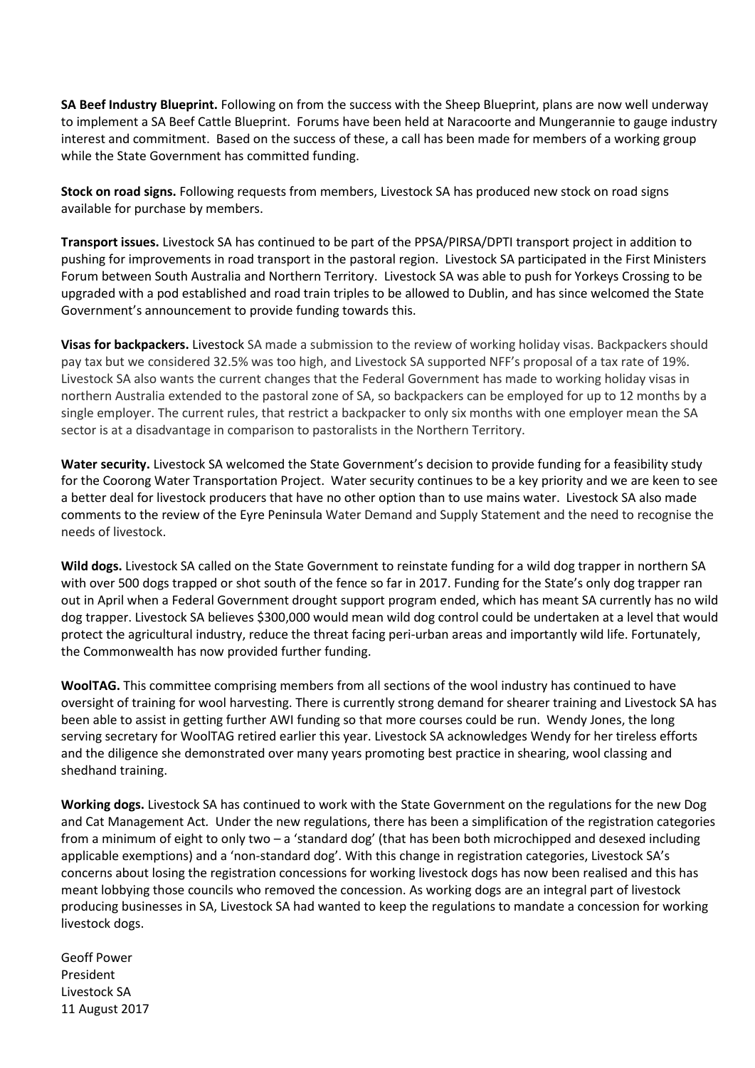**SA Beef Industry Blueprint.** Following on from the success with the Sheep Blueprint, plans are now well underway to implement a SA Beef Cattle Blueprint. Forums have been held at Naracoorte and Mungerannie to gauge industry interest and commitment. Based on the success of these, a call has been made for members of a working group while the State Government has committed funding.

**Stock on road signs.** Following requests from members, Livestock SA has produced new stock on road signs available for purchase by members.

**Transport issues.** Livestock SA has continued to be part of the PPSA/PIRSA/DPTI transport project in addition to pushing for improvements in road transport in the pastoral region. Livestock SA participated in the First Ministers Forum between South Australia and Northern Territory. Livestock SA was able to push for Yorkeys Crossing to be upgraded with a pod established and road train triples to be allowed to Dublin, and has since welcomed the State Government's announcement to provide funding towards this.

**Visas for backpackers.** Livestock SA made a submission to the review of working holiday visas. Backpackers should pay tax but we considered 32.5% was too high, and Livestock SA supported NFF's proposal of a tax rate of 19%. Livestock SA also wants the current changes that the Federal Government has made to working holiday visas in northern Australia extended to the pastoral zone of SA, so backpackers can be employed for up to 12 months by a single employer. The current rules, that restrict a backpacker to only six months with one employer mean the SA sector is at a disadvantage in comparison to pastoralists in the Northern Territory.

**Water security.** Livestock SA welcomed the State Government's decision to provide funding for a feasibility study for the Coorong Water Transportation Project. Water security continues to be a key priority and we are keen to see a better deal for livestock producers that have no other option than to use mains water. Livestock SA also made comments to the review of the Eyre Peninsula Water Demand and Supply Statement and the need to recognise the needs of livestock.

**Wild dogs.** Livestock SA called on the State Government to reinstate funding for a wild dog trapper in northern SA with over 500 dogs trapped or shot south of the fence so far in 2017. Funding for the State's only dog trapper ran out in April when a Federal Government drought support program ended, which has meant SA currently has no wild dog trapper. Livestock SA believes $300,000 would mean wild dog control could be undertaken at a level that would protect the agricultural industry, reduce the threat facing peri-urban areas and importantly wild life. Fortunately, the Commonwealth has now provided further funding.

**WoolTAG.** This committee comprising members from all sections of the wool industry has continued to have oversight of training for wool harvesting. There is currently strong demand for shearer training and Livestock SA has been able to assist in getting further AWI funding so that more courses could be run. Wendy Jones, the long serving secretary for WoolTAG retired earlier this year. Livestock SA acknowledges Wendy for her tireless efforts and the diligence she demonstrated over many years promoting best practice in shearing, wool classing and shedhand training.

**Working dogs.** Livestock SA has continued to work with the State Government on the regulations for the new Dog and Cat Management Act. Under the new regulations, there has been a simplification of the registration categories from a minimum of eight to only two – a 'standard dog' (that has been both microchipped and desexed including applicable exemptions) and a 'non-standard dog'. With this change in registration categories, Livestock SA's concerns about losing the registration concessions for working livestock dogs has now been realised and this has meant lobbying those councils who removed the concession. As working dogs are an integral part of livestock producing businesses in SA, Livestock SA had wanted to keep the regulations to mandate a concession for working livestock dogs.

Geoff Power
President
Livestock SA
11 August 2017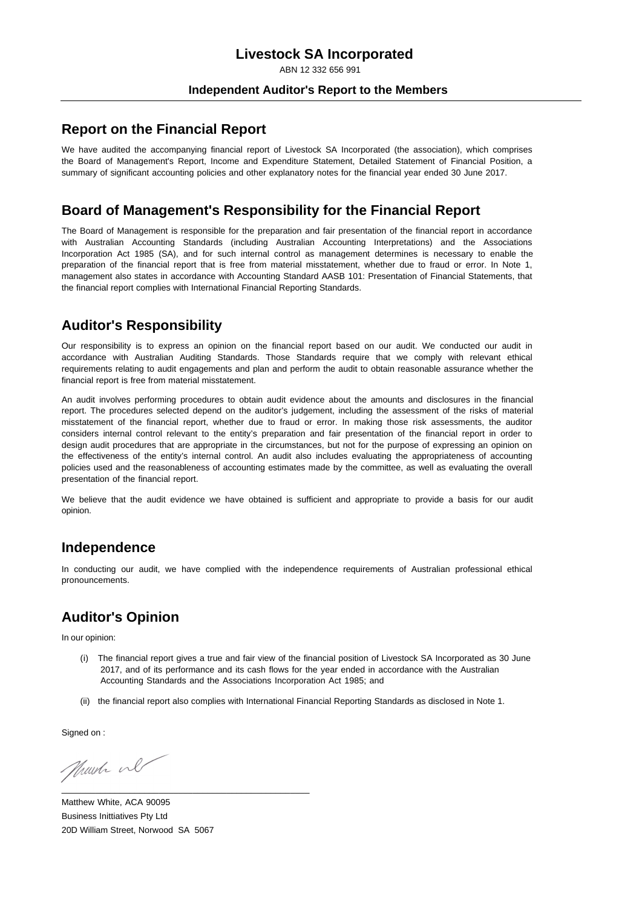# Livestock SA Incorporated

ABN 12 332 656 991

**Independent Auditor's Report to the Members**

## Report on the Financial Report

We have audited the accompanying financial report of Livestock SA Incorporated (the association), which comprises the Board of Management's Report, Income and Expenditure Statement, Detailed Statement of Financial Position, a summary of significant accounting policies and other explanatory notes for the financial year ended 30 June 2017.

## Board of Management's Responsibility for the Financial Report

The Board of Management is responsible for the preparation and fair presentation of the financial report in accordance with Australian Accounting Standards (including Australian Accounting Interpretations) and the Associations Incorporation Act 1985 (SA), and for such internal control as management determines is necessary to enable the preparation of the financial report that is free from material misstatement, whether due to fraud or error. In Note 1, management also states in accordance with Accounting Standard AASB 101: Presentation of Financial Statements, that the financial report complies with International Financial Reporting Standards.

## Auditor's Responsibility

Our responsibility is to express an opinion on the financial report based on our audit. We conducted our audit in accordance with Australian Auditing Standards. Those Standards require that we comply with relevant ethical requirements relating to audit engagements and plan and perform the audit to obtain reasonable assurance whether the financial report is free from material misstatement.

An audit involves performing procedures to obtain audit evidence about the amounts and disclosures in the financial report. The procedures selected depend on the auditor's judgement, including the assessment of the risks of material misstatement of the financial report, whether due to fraud or error. In making those risk assessments, the auditor considers internal control relevant to the entity's preparation and fair presentation of the financial report in order to design audit procedures that are appropriate in the circumstances, but not for the purpose of expressing an opinion on the effectiveness of the entity's internal control. An audit also includes evaluating the appropriateness of accounting policies used and the reasonableness of accounting estimates made by the committee, as well as evaluating the overall presentation of the financial report.

We believe that the audit evidence we have obtained is sufficient and appropriate to provide a basis for our audit opinion.

## Independence

In conducting our audit, we have complied with the independence requirements of Australian professional ethical pronouncements.

## Auditor's Opinion

In our opinion:

(i) The financial report gives a true and fair view of the financial position of Livestock SA Incorporated as 30 June 2017, and of its performance and its cash flows for the year ended in accordance with the Australian Accounting Standards and the Associations Incorporation Act 1985; and

(ii) the financial report also complies with International Financial Reporting Standards as disclosed in Note 1.

Signed on :

Matthew White, ACA 90095
Business Inittiatives Pty Ltd
20D William Street, Norwood SA 5067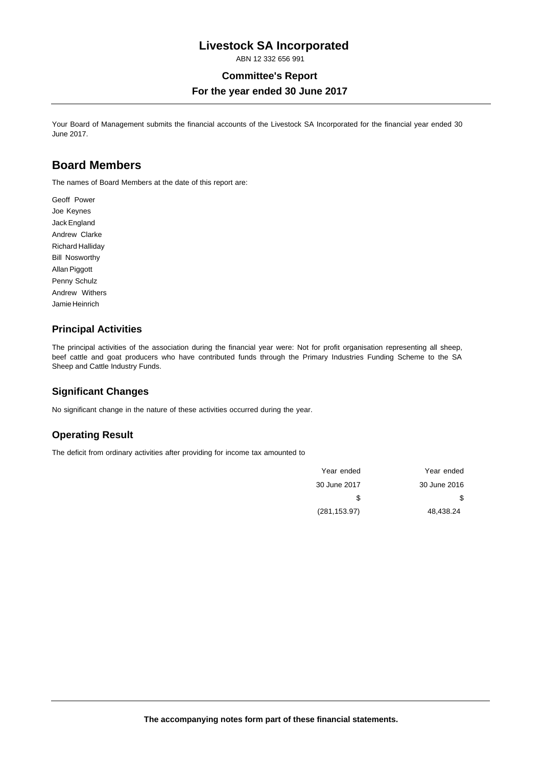# Livestock SA Incorporated

ABN 12 332 656 991

## Committee's Report

## For the year ended 30 June 2017

Your Board of Management submits the financial accounts of the Livestock SA Incorporated for the financial year ended 30 June 2017.

## Board Members

The names of Board Members at the date of this report are:

Geoff Power
Joe Keynes
Jack England
Andrew Clarke
Richard Halliday
Bill Nosworthy
Allan Piggott
Penny Schulz
Andrew Withers
Jamie Heinrich

### Principal Activities

The principal activities of the association during the financial year were: Not for profit organisation representing all sheep, beef cattle and goat producers who have contributed funds through the Primary Industries Funding Scheme to the SA Sheep and Cattle Industry Funds.

### Significant Changes

No significant change in the nature of these activities occurred during the year.

### Operating Result

The deficit from ordinary activities after providing for income tax amounted to

| Year ended 30 June 2017 | Year ended 30 June 2016 |
|---|---|
| $ | $ |
| (281,153.97) | 48,438.24 |

**The accompanying notes form part of these financial statements.**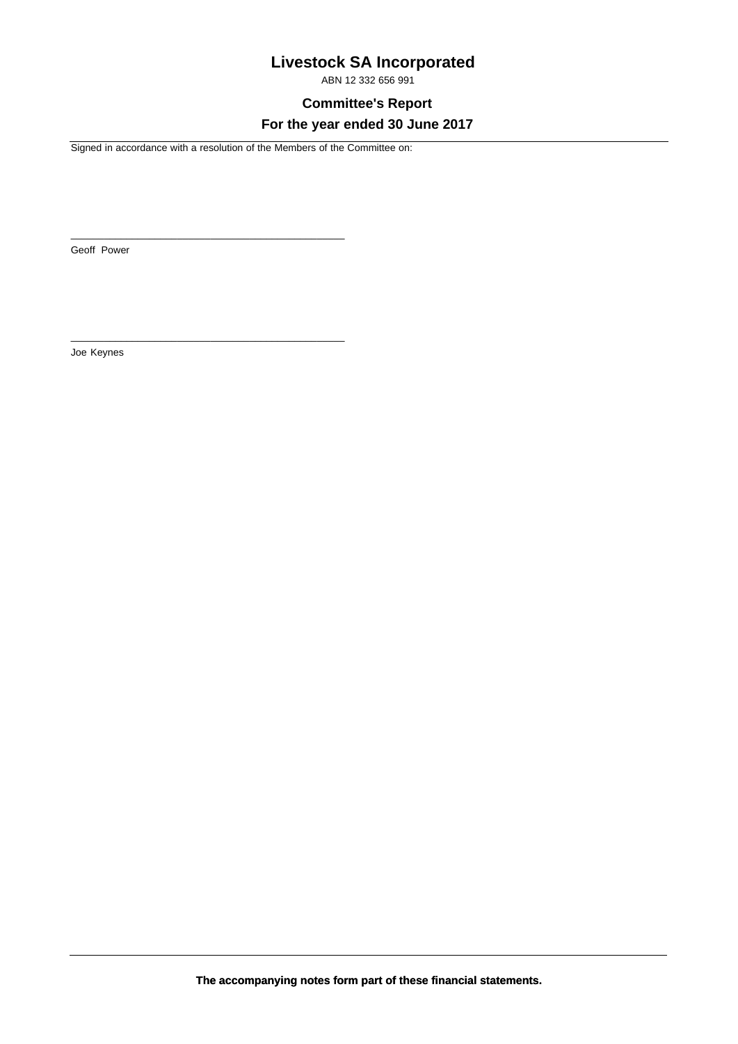# Livestock SA Incorporated

ABN 12 332 656 991

## Committee's Report

## For the year ended 30 June 2017

Signed in accordance with a resolution of the Members of the Committee on:

\_\_\_\_\_\_\_\_\_\_\_\_\_\_\_\_\_\_\_\_\_\_\_\_\_\_\_\_\_\_\_\_\_\_\_\_\_\_\_\_\_\_\_\_\_\_

Geoff Power

\_\_\_\_\_\_\_\_\_\_\_\_\_\_\_\_\_\_\_\_\_\_\_\_\_\_\_\_\_\_\_\_\_\_\_\_\_\_\_\_\_\_\_\_\_\_

Joe Keynes

**The accompanying notes form part of these financial statements.**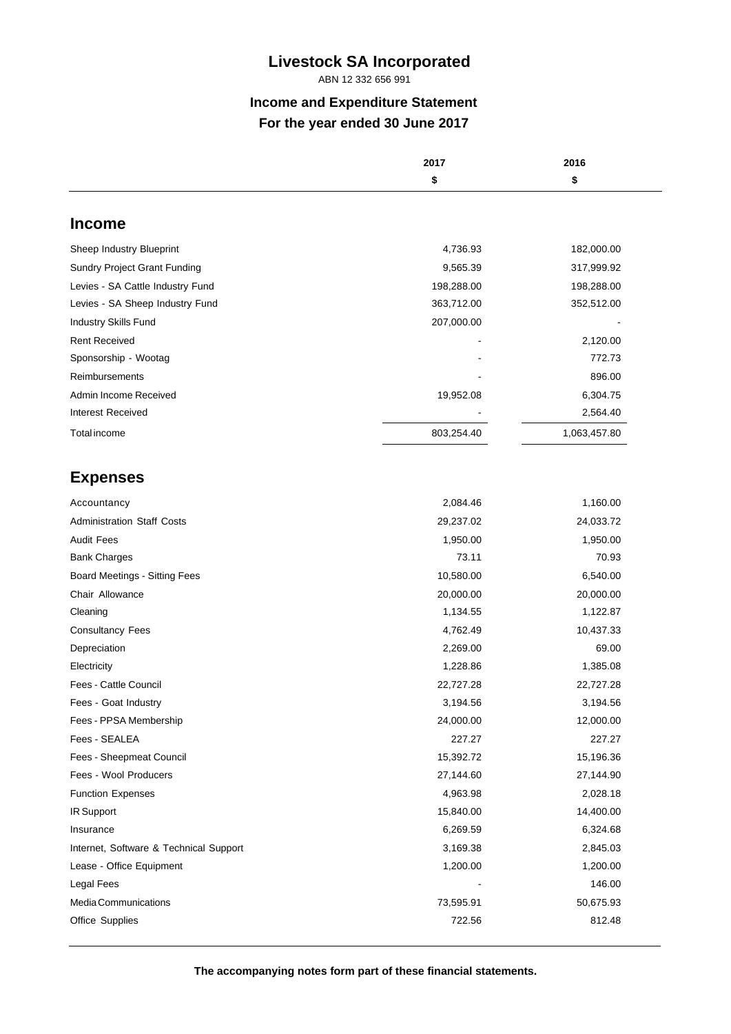# Livestock SA Incorporated

ABN 12 332 656 991

## Income and Expenditure Statement

## For the year ended 30 June 2017

| | 2017 | 2016 |
|---|---|---|
| | $ | $ |
| **Income** | | |
| Sheep Industry Blueprint | 4,736.93 | 182,000.00 |
| Sundry Project Grant Funding | 9,565.39 | 317,999.92 |
| Levies - SA Cattle Industry Fund | 198,288.00 | 198,288.00 |
| Levies - SA Sheep Industry Fund | 363,712.00 | 352,512.00 |
| Industry Skills Fund | 207,000.00 | - |
| Rent Received | - | 2,120.00 |
| Sponsorship - Wootag | - | 772.73 |
| Reimbursements | - | 896.00 |
| Admin Income Received | 19,952.08 | 6,304.75 |
| Interest Received | - | 2,564.40 |
| Total income | 803,254.40 | 1,063,457.80 |
| **Expenses** | | |
| Accountancy | 2,084.46 | 1,160.00 |
| Administration Staff Costs | 29,237.02 | 24,033.72 |
| Audit Fees | 1,950.00 | 1,950.00 |
| Bank Charges | 73.11 | 70.93 |
| Board Meetings - Sitting Fees | 10,580.00 | 6,540.00 |
| Chair Allowance | 20,000.00 | 20,000.00 |
| Cleaning | 1,134.55 | 1,122.87 |
| Consultancy Fees | 4,762.49 | 10,437.33 |
| Depreciation | 2,269.00 | 69.00 |
| Electricity | 1,228.86 | 1,385.08 |
| Fees - Cattle Council | 22,727.28 | 22,727.28 |
| Fees - Goat Industry | 3,194.56 | 3,194.56 |
| Fees - PPSA Membership | 24,000.00 | 12,000.00 |
| Fees - SEALEA | 227.27 | 227.27 |
| Fees - Sheepmeat Council | 15,392.72 | 15,196.36 |
| Fees - Wool Producers | 27,144.60 | 27,144.90 |
| Function Expenses | 4,963.98 | 2,028.18 |
| IR Support | 15,840.00 | 14,400.00 |
| Insurance | 6,269.59 | 6,324.68 |
| Internet, Software & Technical Support | 3,169.38 | 2,845.03 |
| Lease - Office Equipment | 1,200.00 | 1,200.00 |
| Legal Fees | - | 146.00 |
| Media Communications | 73,595.91 | 50,675.93 |
| Office Supplies | 722.56 | 812.48 |

**The accompanying notes form part of these financial statements.**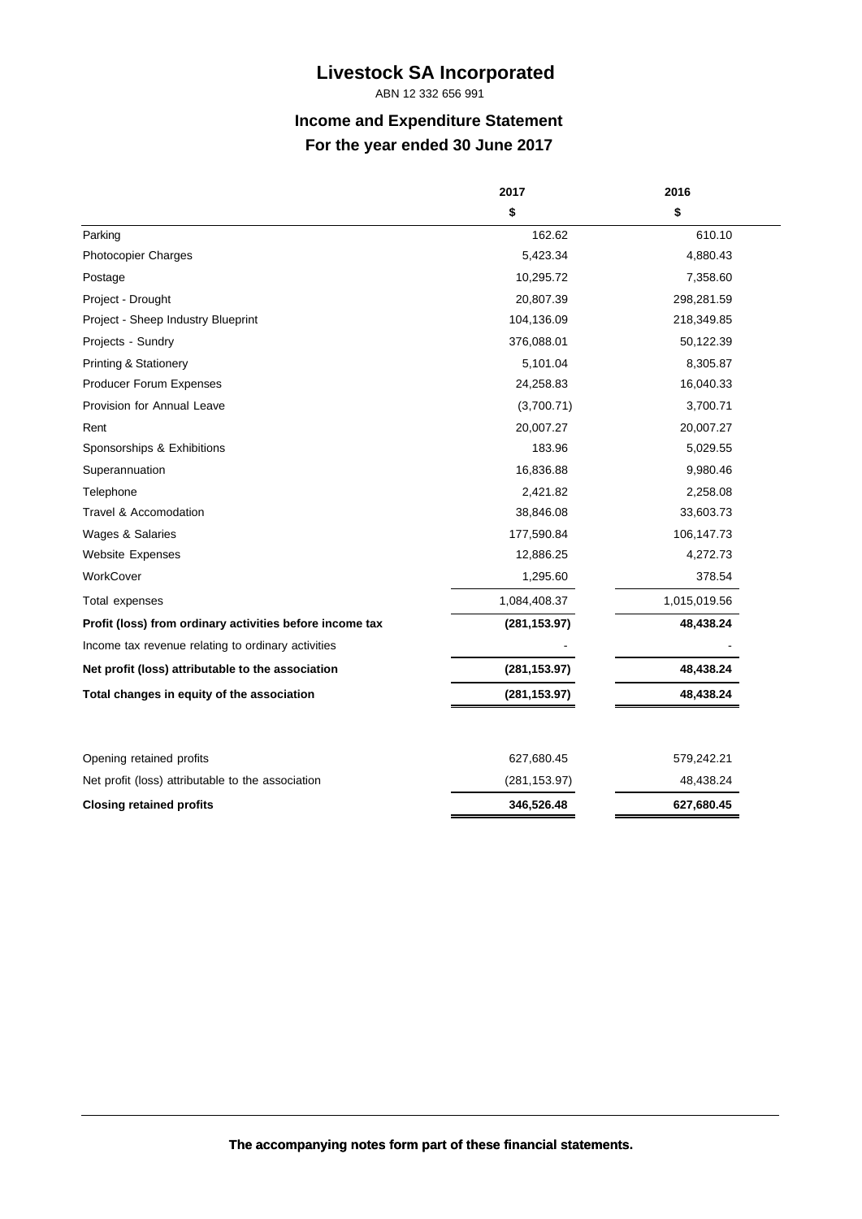# Livestock SA Incorporated

ABN 12 332 656 991

## Income and Expenditure Statement

## For the year ended 30 June 2017

| | 2017 | 2016 |
|---|---|---|
| | $ | $ |
| Parking | 162.62 | 610.10 |
| Photocopier Charges | 5,423.34 | 4,880.43 |
| Postage | 10,295.72 | 7,358.60 |
| Project - Drought | 20,807.39 | 298,281.59 |
| Project - Sheep Industry Blueprint | 104,136.09 | 218,349.85 |
| Projects - Sundry | 376,088.01 | 50,122.39 |
| Printing & Stationery | 5,101.04 | 8,305.87 |
| Producer Forum Expenses | 24,258.83 | 16,040.33 |
| Provision for Annual Leave | (3,700.71) | 3,700.71 |
| Rent | 20,007.27 | 20,007.27 |
| Sponsorships & Exhibitions | 183.96 | 5,029.55 |
| Superannuation | 16,836.88 | 9,980.46 |
| Telephone | 2,421.82 | 2,258.08 |
| Travel & Accomodation | 38,846.08 | 33,603.73 |
| Wages & Salaries | 177,590.84 | 106,147.73 |
| Website Expenses | 12,886.25 | 4,272.73 |
| WorkCover | 1,295.60 | 378.54 |
| Total expenses | 1,084,408.37 | 1,015,019.56 |
| **Profit (loss) from ordinary activities before income tax** | **(281,153.97)** | **48,438.24** |
| Income tax revenue relating to ordinary activities | - | - |
| **Net profit (loss) attributable to the association** | **(281,153.97)** | **48,438.24** |
| **Total changes in equity of the association** | **(281,153.97)** | **48,438.24** |
| | | |
| Opening retained profits | 627,680.45 | 579,242.21 |
| Net profit (loss) attributable to the association | (281,153.97) | 48,438.24 |
| **Closing retained profits** | **346,526.48** | **627,680.45** |

**The accompanying notes form part of these financial statements.**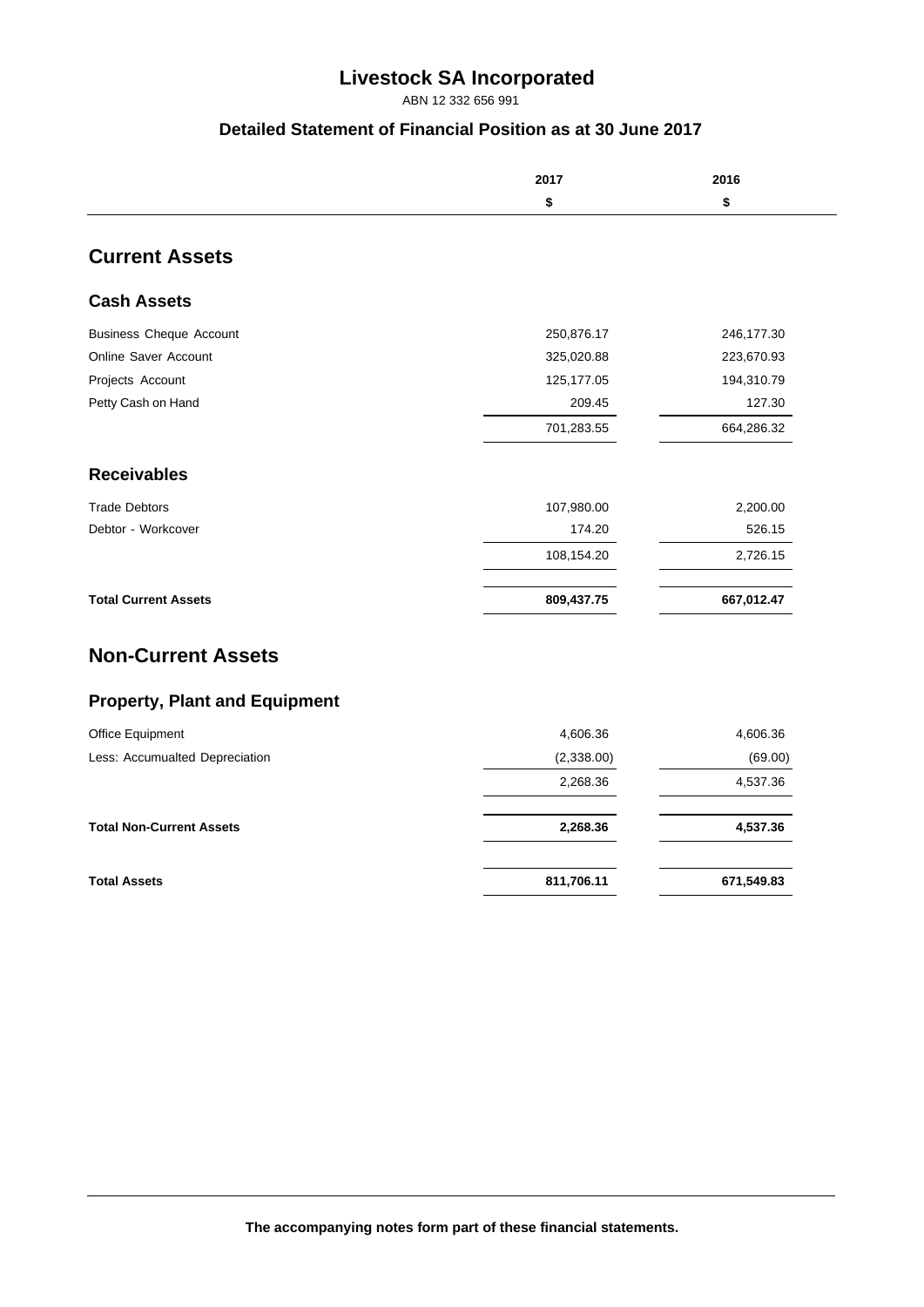# Livestock SA Incorporated

ABN 12 332 656 991

## Detailed Statement of Financial Position as at 30 June 2017

| | 2017 | 2016 |
|---|---|---|
| | $ | $ |
| **Current Assets** | | |
| **Cash Assets** | | |
| Business Cheque Account | 250,876.17 | 246,177.30 |
| Online Saver Account | 325,020.88 | 223,670.93 |
| Projects Account | 125,177.05 | 194,310.79 |
| Petty Cash on Hand | 209.45 | 127.30 |
| | 701,283.55 | 664,286.32 |
| **Receivables** | | |
| Trade Debtors | 107,980.00 | 2,200.00 |
| Debtor - Workcover | 174.20 | 526.15 |
| | 108,154.20 | 2,726.15 |
| **Total Current Assets** | **809,437.75** | **667,012.47** |
| **Non-Current Assets** | | |
| **Property, Plant and Equipment** | | |
| Office Equipment | 4,606.36 | 4,606.36 |
| Less: Accumualted Depreciation | (2,338.00) | (69.00) |
| | 2,268.36 | 4,537.36 |
| **Total Non-Current Assets** | **2,268.36** | **4,537.36** |
| **Total Assets** | **811,706.11** | **671,549.83** |

**The accompanying notes form part of these financial statements.**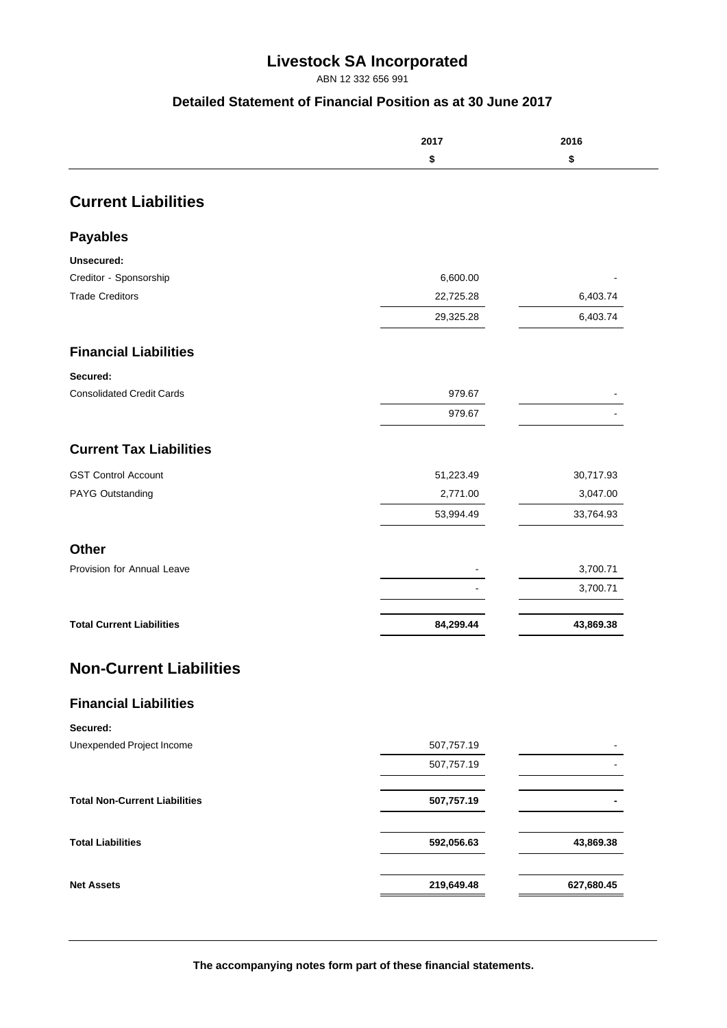# Livestock SA Incorporated

ABN 12 332 656 991

## Detailed Statement of Financial Position as at 30 June 2017

| | 2017 | 2016 |
|---|---|---|
| | $ | $ |
| **Current Liabilities** | | |
| **Payables** | | |
| **Unsecured:** | | |
| Creditor - Sponsorship | 6,600.00 | - |
| Trade Creditors | 22,725.28 | 6,403.74 |
| | 29,325.28 | 6,403.74 |
| **Financial Liabilities** | | |
| **Secured:** | | |
| Consolidated Credit Cards | 979.67 | - |
| | 979.67 | - |
| **Current Tax Liabilities** | | |
| GST Control Account | 51,223.49 | 30,717.93 |
| PAYG Outstanding | 2,771.00 | 3,047.00 |
| | 53,994.49 | 33,764.93 |
| **Other** | | |
| Provision for Annual Leave | - | 3,700.71 |
| | - | 3,700.71 |
| **Total Current Liabilities** | **84,299.44** | **43,869.38** |
| **Non-Current Liabilities** | | |
| **Financial Liabilities** | | |
| **Secured:** | | |
| Unexpended Project Income | 507,757.19 | - |
| | 507,757.19 | - |
| **Total Non-Current Liabilities** | **507,757.19** | **-** |
| **Total Liabilities** | **592,056.63** | **43,869.38** |
| **Net Assets** | **219,649.48** | **627,680.45** |

**The accompanying notes form part of these financial statements.**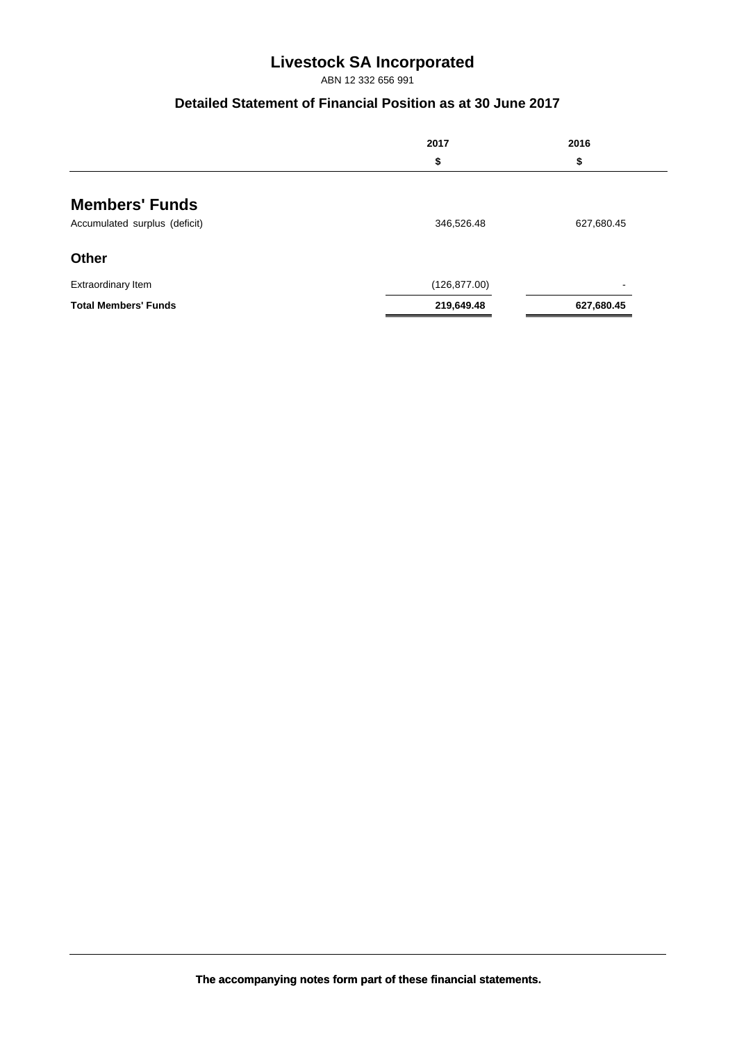# Livestock SA Incorporated

ABN 12 332 656 991

## Detailed Statement of Financial Position as at 30 June 2017

| | 2017 | 2016 |
|---|---|---|
| | $ | $ |
| **Members' Funds** | | |
| Accumulated surplus (deficit) | 346,526.48 | 627,680.45 |
| **Other** | | |
| Extraordinary Item | (126,877.00) | - |
| **Total Members' Funds** | **219,649.48** | **627,680.45** |

**The accompanying notes form part of these financial statements.**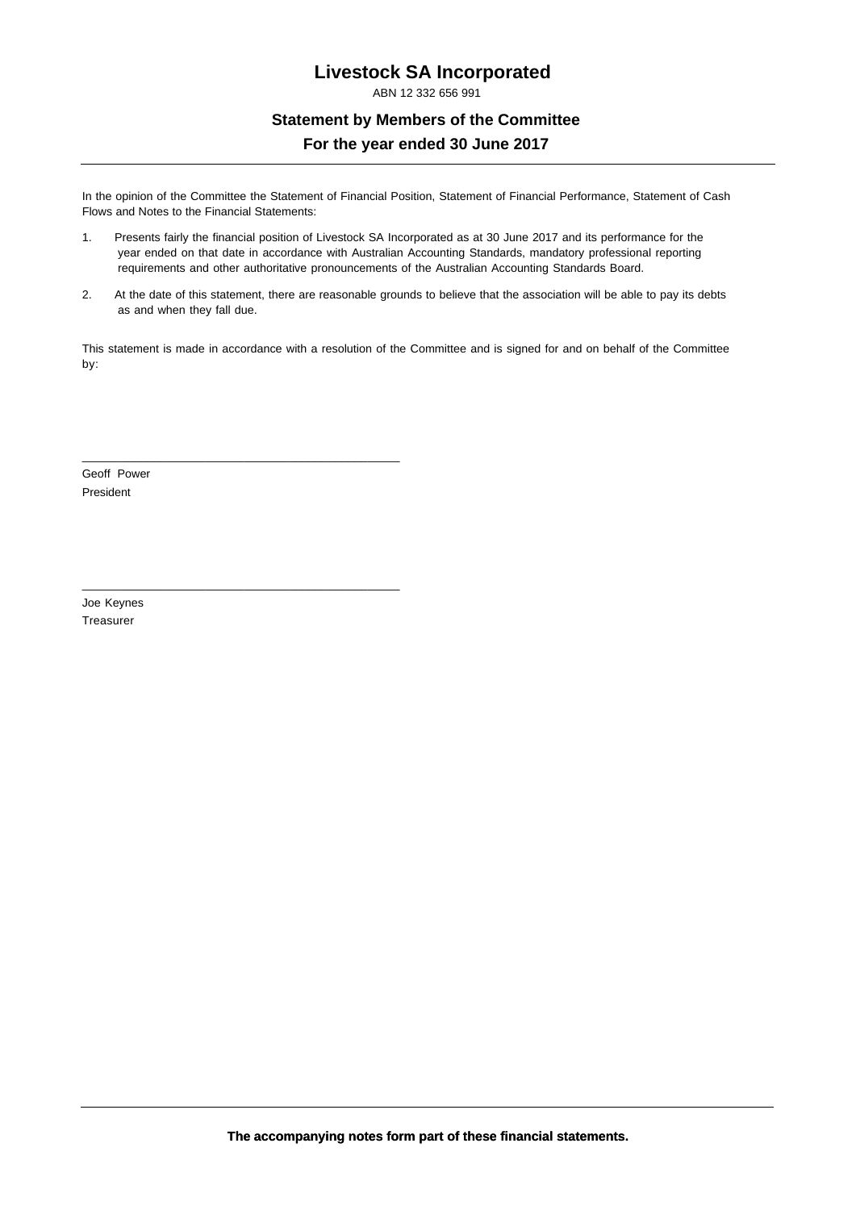# Livestock SA Incorporated

ABN 12 332 656 991

## Statement by Members of the Committee

## For the year ended 30 June 2017

In the opinion of the Committee the Statement of Financial Position, Statement of Financial Performance, Statement of Cash Flows and Notes to the Financial Statements:

1. Presents fairly the financial position of Livestock SA Incorporated as at 30 June 2017 and its performance for the year ended on that date in accordance with Australian Accounting Standards, mandatory professional reporting requirements and other authoritative pronouncements of the Australian Accounting Standards Board.

2. At the date of this statement, there are reasonable grounds to believe that the association will be able to pay its debts as and when they fall due.

This statement is made in accordance with a resolution of the Committee and is signed for and on behalf of the Committee by:

\_\_\_\_\_\_\_\_\_\_\_\_\_\_\_\_\_\_\_\_\_\_\_\_\_\_\_\_\_\_\_\_\_\_\_\_\_\_\_\_\_\_\_\_\_\_

Geoff Power

President

\_\_\_\_\_\_\_\_\_\_\_\_\_\_\_\_\_\_\_\_\_\_\_\_\_\_\_\_\_\_\_\_\_\_\_\_\_\_\_\_\_\_\_\_\_\_

Joe Keynes

Treasurer

**The accompanying notes form part of these financial statements.**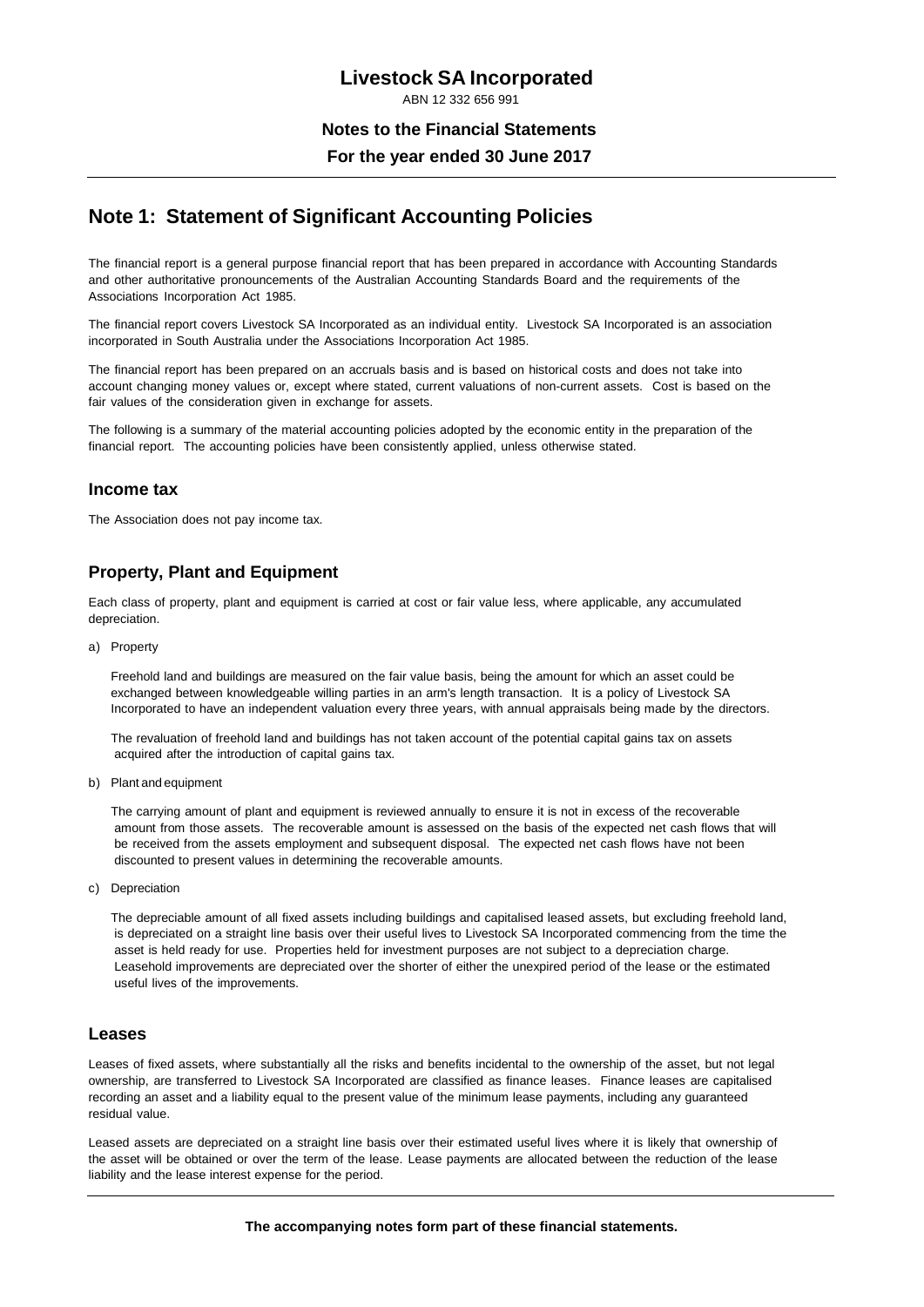# Livestock SA Incorporated

ABN 12 332 656 991

**Notes to the Financial Statements**

**For the year ended 30 June 2017**

## Note 1: Statement of Significant Accounting Policies

The financial report is a general purpose financial report that has been prepared in accordance with Accounting Standards and other authoritative pronouncements of the Australian Accounting Standards Board and the requirements of the Associations Incorporation Act 1985.

The financial report covers Livestock SA Incorporated as an individual entity. Livestock SA Incorporated is an association incorporated in South Australia under the Associations Incorporation Act 1985.

The financial report has been prepared on an accruals basis and is based on historical costs and does not take into account changing money values or, except where stated, current valuations of non-current assets. Cost is based on the fair values of the consideration given in exchange for assets.

The following is a summary of the material accounting policies adopted by the economic entity in the preparation of the financial report. The accounting policies have been consistently applied, unless otherwise stated.

### Income tax

The Association does not pay income tax.

### Property, Plant and Equipment

Each class of property, plant and equipment is carried at cost or fair value less, where applicable, any accumulated depreciation.

a) Property

Freehold land and buildings are measured on the fair value basis, being the amount for which an asset could be exchanged between knowledgeable willing parties in an arm's length transaction. It is a policy of Livestock SA Incorporated to have an independent valuation every three years, with annual appraisals being made by the directors.

The revaluation of freehold land and buildings has not taken account of the potential capital gains tax on assets acquired after the introduction of capital gains tax.

b) Plant and equipment

The carrying amount of plant and equipment is reviewed annually to ensure it is not in excess of the recoverable amount from those assets. The recoverable amount is assessed on the basis of the expected net cash flows that will be received from the assets employment and subsequent disposal. The expected net cash flows have not been discounted to present values in determining the recoverable amounts.

c) Depreciation

The depreciable amount of all fixed assets including buildings and capitalised leased assets, but excluding freehold land, is depreciated on a straight line basis over their useful lives to Livestock SA Incorporated commencing from the time the asset is held ready for use. Properties held for investment purposes are not subject to a depreciation charge. Leasehold improvements are depreciated over the shorter of either the unexpired period of the lease or the estimated useful lives of the improvements.

### Leases

Leases of fixed assets, where substantially all the risks and benefits incidental to the ownership of the asset, but not legal ownership, are transferred to Livestock SA Incorporated are classified as finance leases. Finance leases are capitalised recording an asset and a liability equal to the present value of the minimum lease payments, including any guaranteed residual value.

Leased assets are depreciated on a straight line basis over their estimated useful lives where it is likely that ownership of the asset will be obtained or over the term of the lease. Lease payments are allocated between the reduction of the lease liability and the lease interest expense for the period.

**The accompanying notes form part of these financial statements.**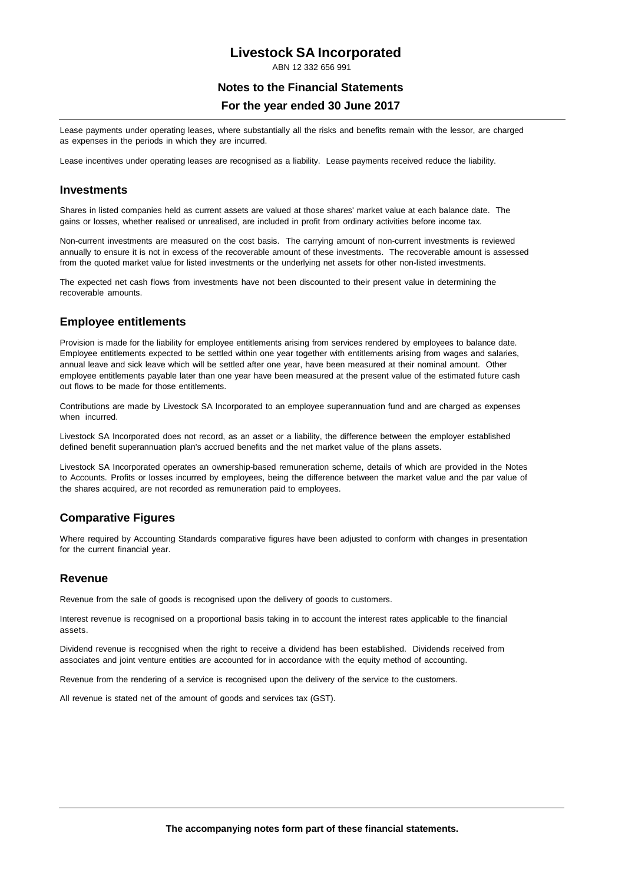Lease payments under operating leases, where substantially all the risks and benefits remain with the lessor, are charged as expenses in the periods in which they are incurred.

Lease incentives under operating leases are recognised as a liability. Lease payments received reduce the liability.

## Investments

Shares in listed companies held as current assets are valued at those shares' market value at each balance date. The gains or losses, whether realised or unrealised, are included in profit from ordinary activities before income tax.

Non-current investments are measured on the cost basis. The carrying amount of non-current investments is reviewed annually to ensure it is not in excess of the recoverable amount of these investments. The recoverable amount is assessed from the quoted market value for listed investments or the underlying net assets for other non-listed investments.

The expected net cash flows from investments have not been discounted to their present value in determining the recoverable amounts.

## Employee entitlements

Provision is made for the liability for employee entitlements arising from services rendered by employees to balance date. Employee entitlements expected to be settled within one year together with entitlements arising from wages and salaries, annual leave and sick leave which will be settled after one year, have been measured at their nominal amount. Other employee entitlements payable later than one year have been measured at the present value of the estimated future cash out flows to be made for those entitlements.

Contributions are made by Livestock SA Incorporated to an employee superannuation fund and are charged as expenses when incurred.

Livestock SA Incorporated does not record, as an asset or a liability, the difference between the employer established defined benefit superannuation plan's accrued benefits and the net market value of the plans assets.

Livestock SA Incorporated operates an ownership-based remuneration scheme, details of which are provided in the Notes to Accounts. Profits or losses incurred by employees, being the difference between the market value and the par value of the shares acquired, are not recorded as remuneration paid to employees.

## Comparative Figures

Where required by Accounting Standards comparative figures have been adjusted to conform with changes in presentation for the current financial year.

## Revenue

Revenue from the sale of goods is recognised upon the delivery of goods to customers.

Interest revenue is recognised on a proportional basis taking in to account the interest rates applicable to the financial assets.

Dividend revenue is recognised when the right to receive a dividend has been established. Dividends received from associates and joint venture entities are accounted for in accordance with the equity method of accounting.

Revenue from the rendering of a service is recognised upon the delivery of the service to the customers.

All revenue is stated net of the amount of goods and services tax (GST).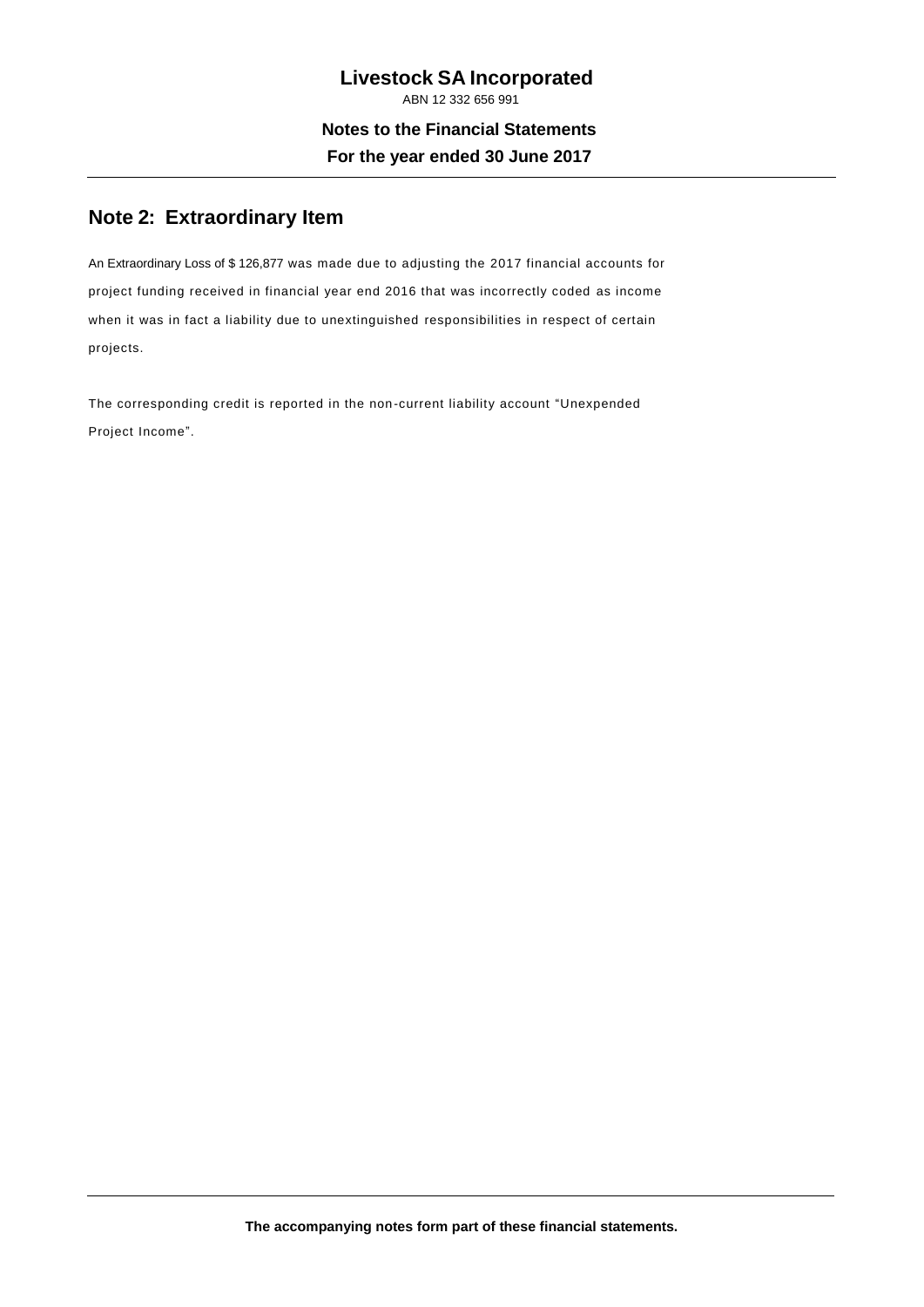## Note 2: Extraordinary Item

An Extraordinary Loss of $ 126,877 was made due to adjusting the 2017 financial accounts for project funding received in financial year end 2016 that was incorrectly coded as income when it was in fact a liability due to unextinguished responsibilities in respect of certain projects.

The corresponding credit is reported in the non-current liability account "Unexpended Project Income".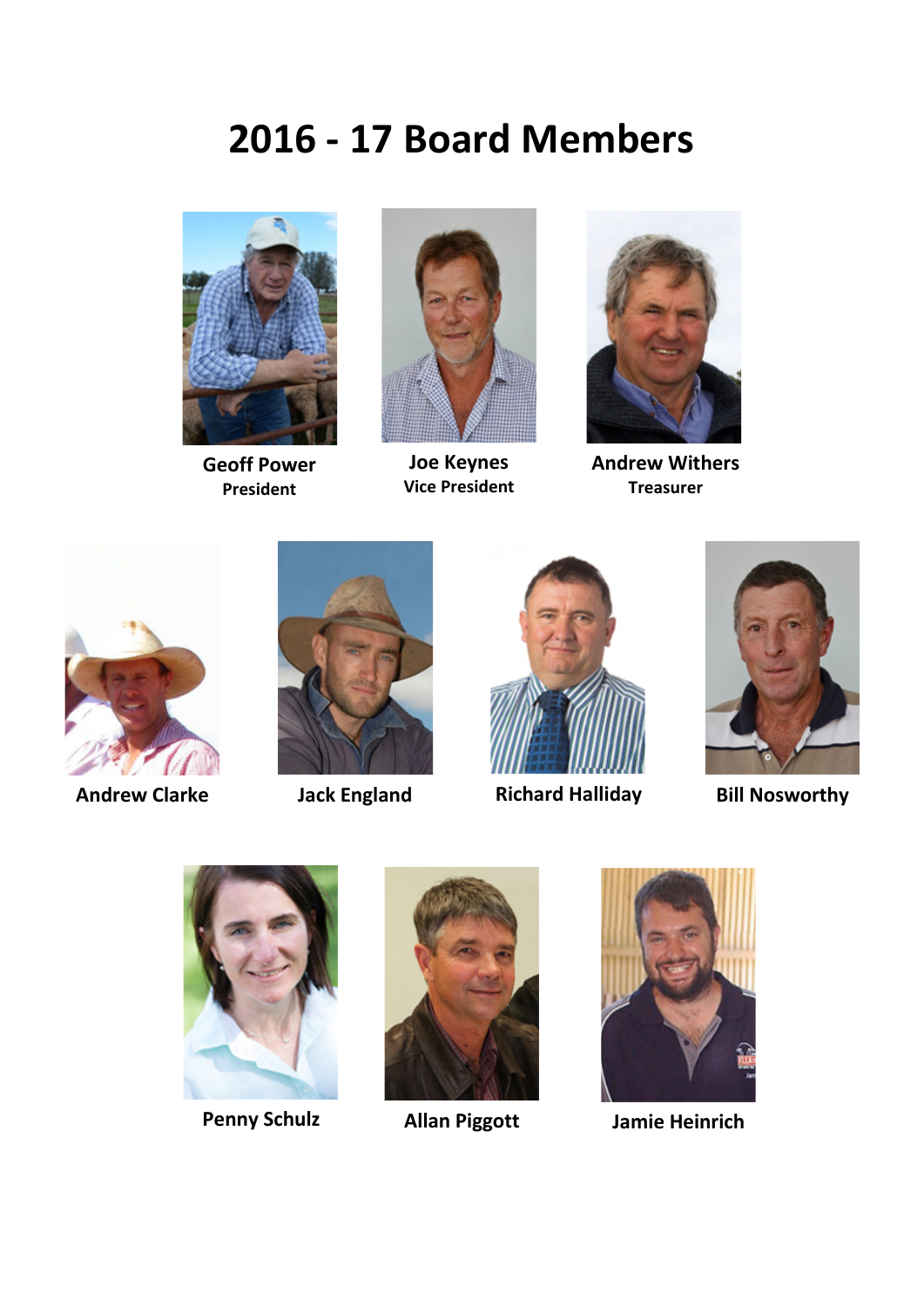# 2016 - 17 Board Members

**Geoff Power**
President

**Joe Keynes**
Vice President

**Andrew Withers**
Treasurer

**Andrew Clarke**

**Jack England**

**Richard Halliday**

**Bill Nosworthy**

**Penny Schulz**

**Allan Piggott**

**Jamie Heinrich**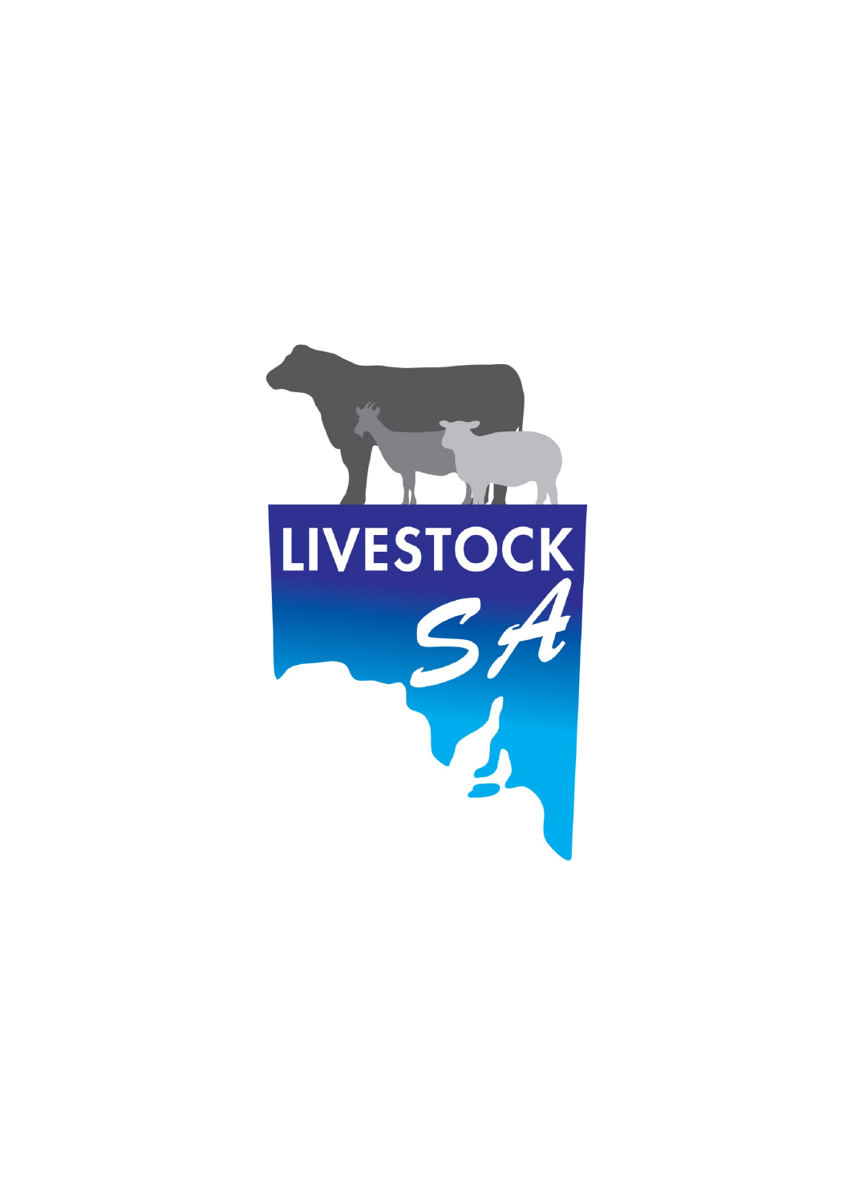LIVESTOCK

SA